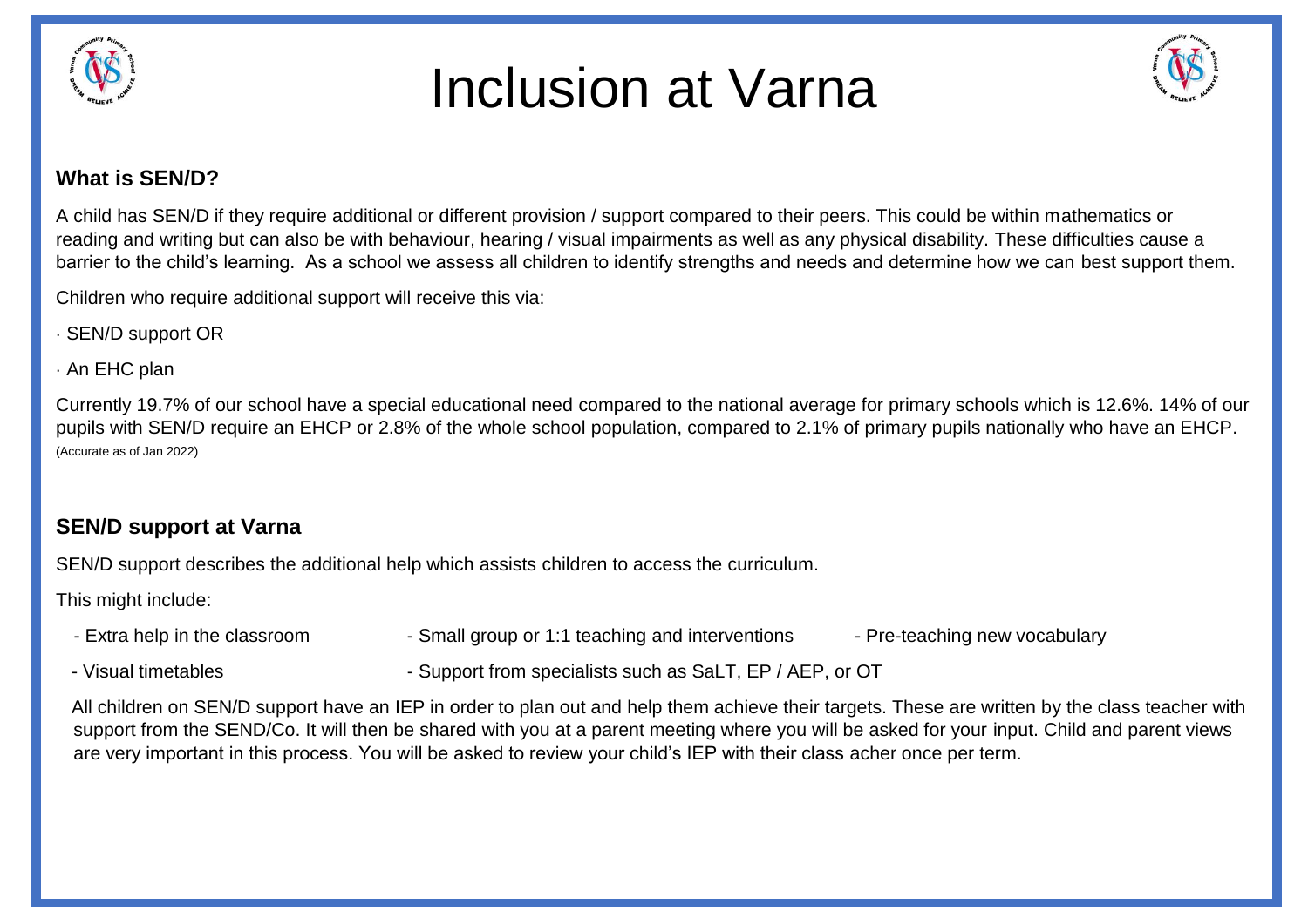# Inclusion at Varna

## What is SEN/D?

A child has SEN/D if they require additional or different provision / support compared to their peers. This could be within mathematics or reading and writing but can also be with behaviour, hearing / visual impairments as well as any physical disability. These difficulties cause a barrier to the child's learning. As a school we assess all children to identify strengths and needs and determine how we can best support them.

Children who require additional support will receive this via:

- SEN/D support OR
- An EHC plan

Currently 19.7% of our school have a special educational need compared to the national average for primary schools which is 12.6%. 14% of our pupils with SEN/D require an EHCP or 2.8% of the whole school population, compared to 2.1% of primary pupils nationally who have an EHCP. (Accurate as of Jan 2022)

## SEN/D support at Varna

SEN/D support describes the additional help which assists children to access the curriculum.

This might include:

- Extra help in the classroom
- Small group or 1:1 teaching and interventions
- Pre-teaching new vocabulary
- Visual timetables
- Support from specialists such as SaLT, EP / AEP, or OT

All children on SEN/D support have an IEP in order to plan out and help them achieve their targets. These are written by the class teacher with support from the SEND/Co. It will then be shared with you at a parent meeting where you will be asked for your input. Child and parent views are very important in this process. You will be asked to review your child's IEP with their class acher once per term.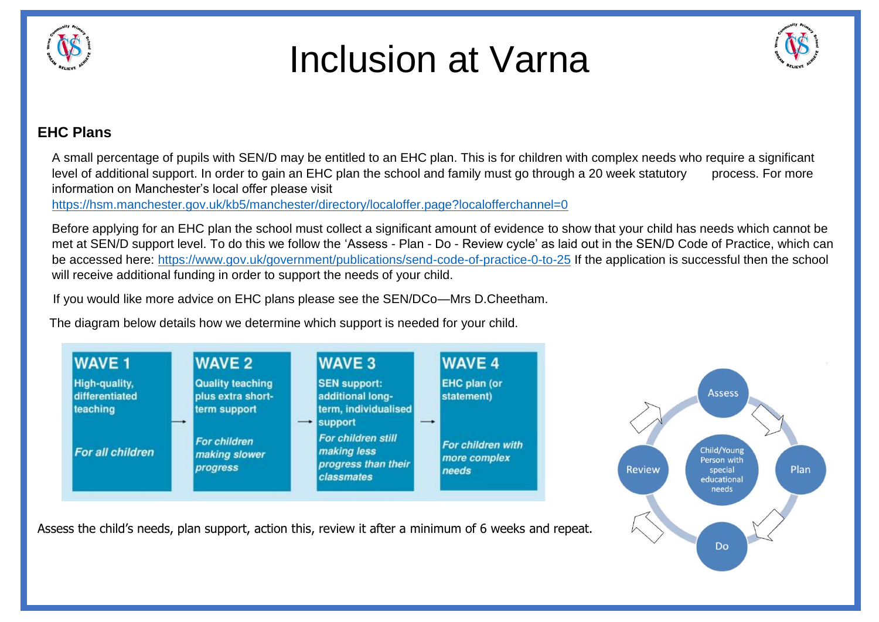# Inclusion at Varna

## EHC Plans

A small percentage of pupils with SEN/D may be entitled to an EHC plan. This is for children with complex needs who require a significant level of additional support. In order to gain an EHC plan the school and family must go through a 20 week statutory process. For more information on Manchester's local offer please visit https://hsm.manchester.gov.uk/kb5/manchester/directory/localoffer.page?localofferchannel=0

Before applying for an EHC plan the school must collect a significant amount of evidence to show that your child has needs which cannot be met at SEN/D support level. To do this we follow the 'Assess - Plan - Do - Review cycle' as laid out in the SEN/D Code of Practice, which can be accessed here: https://www.gov.uk/government/publications/send-code-of-practice-0-to-25 If the application is successful then the school will receive additional funding in order to support the needs of your child.

If you would like more advice on EHC plans please see the SEN/DCo—Mrs D.Cheetham.

The diagram below details how we determine which support is needed for your child.

| WAVE 1 | WAVE 2 | WAVE 3 | WAVE 4 |
|---|---|---|---|
| High-quality, differentiated teaching | Quality teaching plus extra short-term support | SEN support: additional long-term, individualised support | EHC plan (or statement) |
| *For all children* | *For children making slower progress* | *For children still making less progress than their classmates* | *For children with more complex needs* |

Assess the child's needs, plan support, action this, review it after a minimum of 6 weeks and repeat.

Assess → Plan → Do → Review (cycle around: Child/Young Person with special educational needs)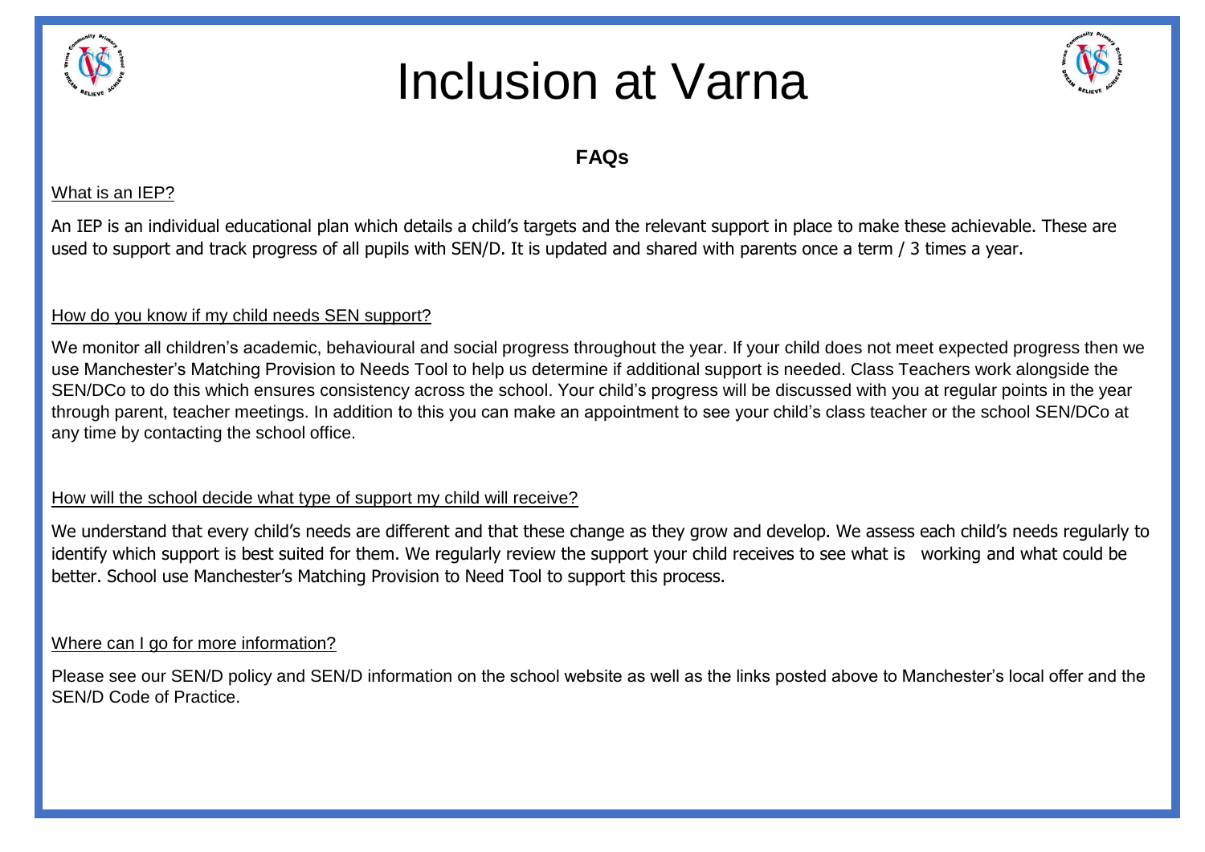# Inclusion at Varna

## FAQs

What is an IEP?

An IEP is an individual educational plan which details a child's targets and the relevant support in place to make these achievable. These are used to support and track progress of all pupils with SEN/D. It is updated and shared with parents once a term / 3 times a year.

How do you know if my child needs SEN support?

We monitor all children's academic, behavioural and social progress throughout the year. If your child does not meet expected progress then we use Manchester's Matching Provision to Needs Tool to help us determine if additional support is needed. Class Teachers work alongside the SEN/DCo to do this which ensures consistency across the school. Your child's progress will be discussed with you at regular points in the year through parent, teacher meetings. In addition to this you can make an appointment to see your child's class teacher or the school SEN/DCo at any time by contacting the school office.

How will the school decide what type of support my child will receive?

We understand that every child's needs are different and that these change as they grow and develop. We assess each child's needs regularly to identify which support is best suited for them. We regularly review the support your child receives to see what is working and what could be better. School use Manchester's Matching Provision to Need Tool to support this process.

Where can I go for more information?

Please see our SEN/D policy and SEN/D information on the school website as well as the links posted above to Manchester's local offer and the SEN/D Code of Practice.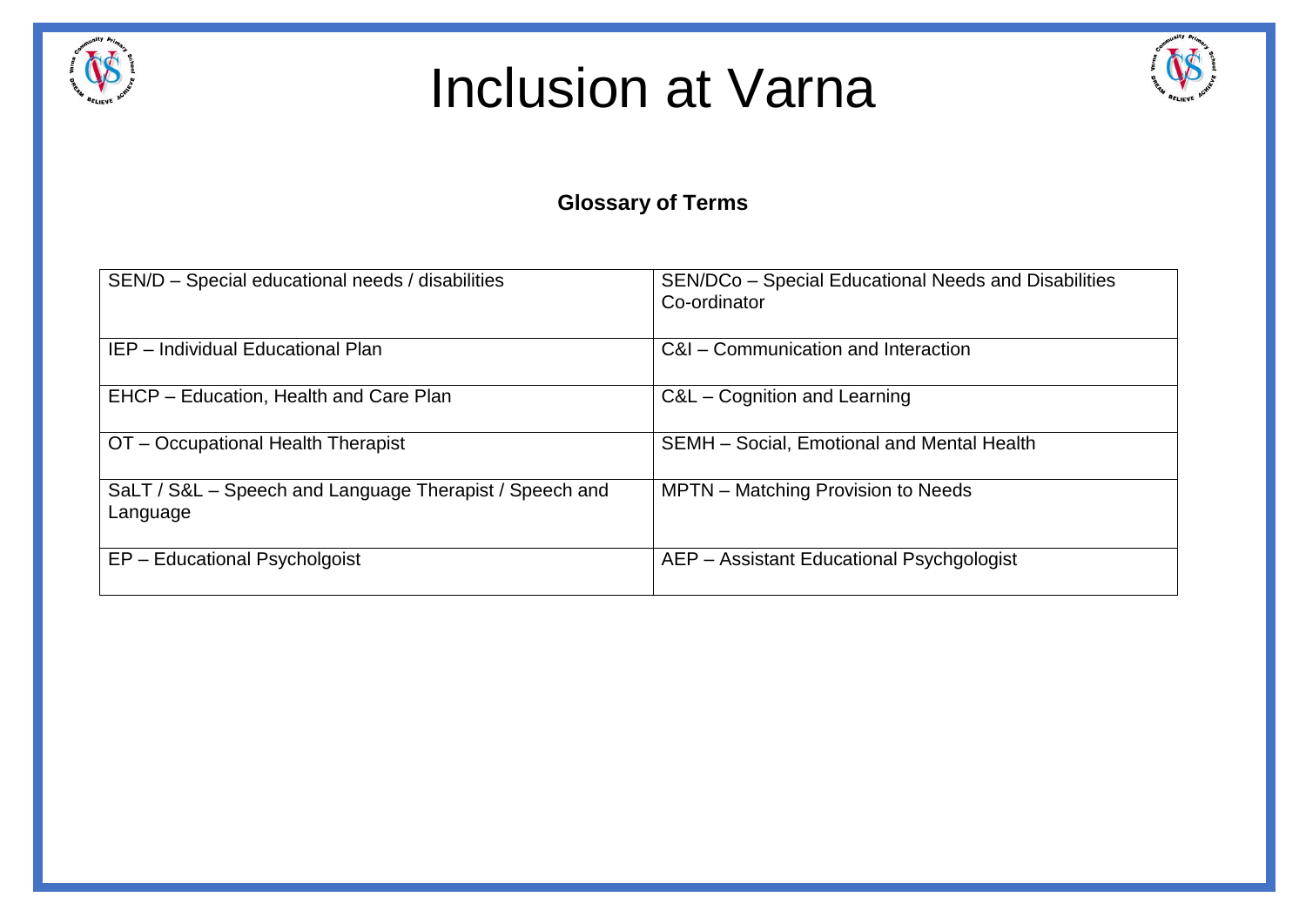# Inclusion at Varna

**Glossary of Terms**

| | |
|---|---|
| SEN/D – Special educational needs / disabilities | SEN/DCo – Special Educational Needs and Disabilities Co-ordinator |
| IEP – Individual Educational Plan | C&I – Communication and Interaction |
| EHCP – Education, Health and Care Plan | C&L – Cognition and Learning |
| OT – Occupational Health Therapist | SEMH – Social, Emotional and Mental Health |
| SaLT / S&L – Speech and Language Therapist / Speech and Language | MPTN – Matching Provision to Needs |
| EP – Educational Psycholgoist | AEP – Assistant Educational Psychgologist |